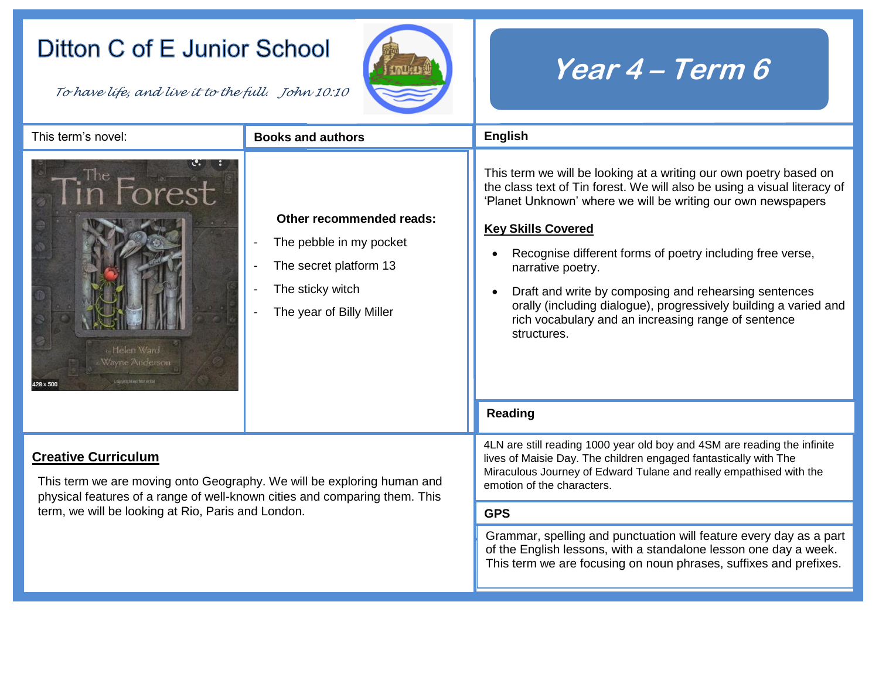# Ditton C of E Junior School

*To have life, and live it to the full. John 10:10*

# Year 4 – Term 6

This term's novel:

## Books and authors

**Other recommended reads:**

- The pebble in my pocket
- The secret platform 13
- The sticky witch
- The year of Billy Miller

## English

This term we will be looking at a writing our own poetry based on the class text of Tin forest. We will also be using a visual literacy of 'Planet Unknown' where we will be writing our own newspapers

**Key Skills Covered**

- Recognise different forms of poetry including free verse, narrative poetry.
- Draft and write by composing and rehearsing sentences orally (including dialogue), progressively building a varied and rich vocabulary and an increasing range of sentence structures.

## Reading

4LN are still reading 1000 year old boy and 4SM are reading the infinite lives of Maisie Day. The children engaged fantastically with The Miraculous Journey of Edward Tulane and really empathised with the emotion of the characters.

## Creative Curriculum

This term we are moving onto Geography. We will be exploring human and physical features of a range of well-known cities and comparing them. This term, we will be looking at Rio, Paris and London.

## GPS

Grammar, spelling and punctuation will feature every day as a part of the English lessons, with a standalone lesson one day a week. This term we are focusing on noun phrases, suffixes and prefixes.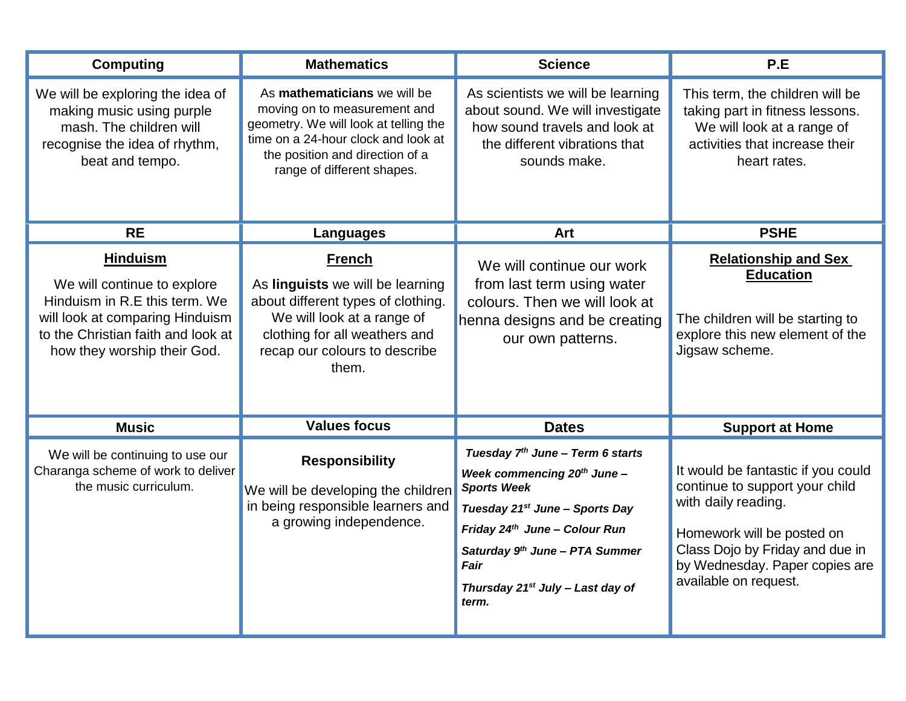| Computing | Mathematics | Science | P.E |
|---|---|---|---|
| We will be exploring the idea of making music using purple mash. The children will recognise the idea of rhythm, beat and tempo. | As **mathematicians** we will be moving on to measurement and geometry. We will look at telling the time on a 24-hour clock and look at the position and direction of a range of different shapes. | As scientists we will be learning about sound. We will investigate how sound travels and look at the different vibrations that sounds make. | This term, the children will be taking part in fitness lessons. We will look at a range of activities that increase their heart rates. |
| **RE** | **Languages** | **Art** | **PSHE** |
| **Hinduism** We will continue to explore Hinduism in R.E this term. We will look at comparing Hinduism to the Christian faith and look at how they worship their God. | **French** As **linguists** we will be learning about different types of clothing. We will look at a range of clothing for all weathers and recap our colours to describe them. | We will continue our work from last term using water colours. Then we will look at henna designs and be creating our own patterns. | **Relationship and Sex Education** The children will be starting to explore this new element of the Jigsaw scheme. |
| **Music** | **Values focus** | **Dates** | **Support at Home** |
| We will be continuing to use our Charanga scheme of work to deliver the music curriculum. | **Responsibility** We will be developing the children in being responsible learners and a growing independence. | ***Tuesday 7th June – Term 6 starts*** ***Week commencing 20th June – Sports Week*** ***Tuesday 21st June – Sports Day*** ***Friday 24th June – Colour Run*** ***Saturday 9th June – PTA Summer Fair*** ***Thursday 21st July – Last day of term.*** | It would be fantastic if you could continue to support your child with daily reading. Homework will be posted on Class Dojo by Friday and due in by Wednesday. Paper copies are available on request. |